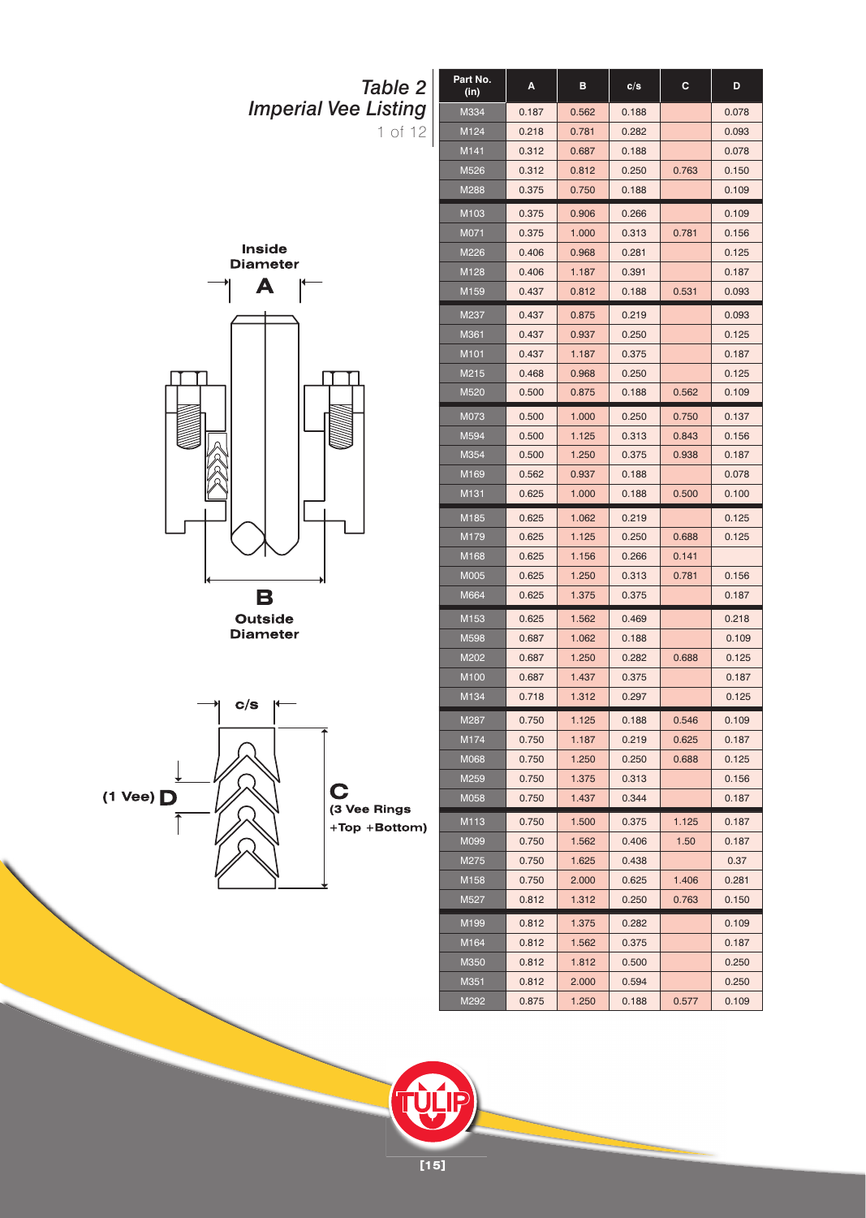## Table 2
## *Imperial Vee Listing*

1 of 12

Inside Diameter **A**

**B** Outside Diameter

c/s

(1 Vee) **D**

**C** (3 Vee Rings +Top +Bottom)

| Part No. (in) | A | B | c/s | C | D |
|---|---|---|---|---|---|
| M334 | 0.187 | 0.562 | 0.188 | | 0.078 |
| M124 | 0.218 | 0.781 | 0.282 | | 0.093 |
| M141 | 0.312 | 0.687 | 0.188 | | 0.078 |
| M526 | 0.312 | 0.812 | 0.250 | 0.763 | 0.150 |
| M288 | 0.375 | 0.750 | 0.188 | | 0.109 |
| M103 | 0.375 | 0.906 | 0.266 | | 0.109 |
| M071 | 0.375 | 1.000 | 0.313 | 0.781 | 0.156 |
| M226 | 0.406 | 0.968 | 0.281 | | 0.125 |
| M128 | 0.406 | 1.187 | 0.391 | | 0.187 |
| M159 | 0.437 | 0.812 | 0.188 | 0.531 | 0.093 |
| M237 | 0.437 | 0.875 | 0.219 | | 0.093 |
| M361 | 0.437 | 0.937 | 0.250 | | 0.125 |
| M101 | 0.437 | 1.187 | 0.375 | | 0.187 |
| M215 | 0.468 | 0.968 | 0.250 | | 0.125 |
| M520 | 0.500 | 0.875 | 0.188 | 0.562 | 0.109 |
| M073 | 0.500 | 1.000 | 0.250 | 0.750 | 0.137 |
| M594 | 0.500 | 1.125 | 0.313 | 0.843 | 0.156 |
| M354 | 0.500 | 1.250 | 0.375 | 0.938 | 0.187 |
| M169 | 0.562 | 0.937 | 0.188 | | 0.078 |
| M131 | 0.625 | 1.000 | 0.188 | 0.500 | 0.100 |
| M185 | 0.625 | 1.062 | 0.219 | | 0.125 |
| M179 | 0.625 | 1.125 | 0.250 | 0.688 | 0.125 |
| M168 | 0.625 | 1.156 | 0.266 | 0.141 | |
| M005 | 0.625 | 1.250 | 0.313 | 0.781 | 0.156 |
| M664 | 0.625 | 1.375 | 0.375 | | 0.187 |
| M153 | 0.625 | 1.562 | 0.469 | | 0.218 |
| M598 | 0.687 | 1.062 | 0.188 | | 0.109 |
| M202 | 0.687 | 1.250 | 0.282 | 0.688 | 0.125 |
| M100 | 0.687 | 1.437 | 0.375 | | 0.187 |
| M134 | 0.718 | 1.312 | 0.297 | | 0.125 |
| M287 | 0.750 | 1.125 | 0.188 | 0.546 | 0.109 |
| M174 | 0.750 | 1.187 | 0.219 | 0.625 | 0.187 |
| M068 | 0.750 | 1.250 | 0.250 | 0.688 | 0.125 |
| M259 | 0.750 | 1.375 | 0.313 | | 0.156 |
| M058 | 0.750 | 1.437 | 0.344 | | 0.187 |
| M113 | 0.750 | 1.500 | 0.375 | 1.125 | 0.187 |
| M099 | 0.750 | 1.562 | 0.406 | 1.50 | 0.187 |
| M275 | 0.750 | 1.625 | 0.438 | | 0.37 |
| M158 | 0.750 | 2.000 | 0.625 | 1.406 | 0.281 |
| M527 | 0.812 | 1.312 | 0.250 | 0.763 | 0.150 |
| M199 | 0.812 | 1.375 | 0.282 | | 0.109 |
| M164 | 0.812 | 1.562 | 0.375 | | 0.187 |
| M350 | 0.812 | 1.812 | 0.500 | | 0.250 |
| M351 | 0.812 | 2.000 | 0.594 | | 0.250 |
| M292 | 0.875 | 1.250 | 0.188 | 0.577 | 0.109 |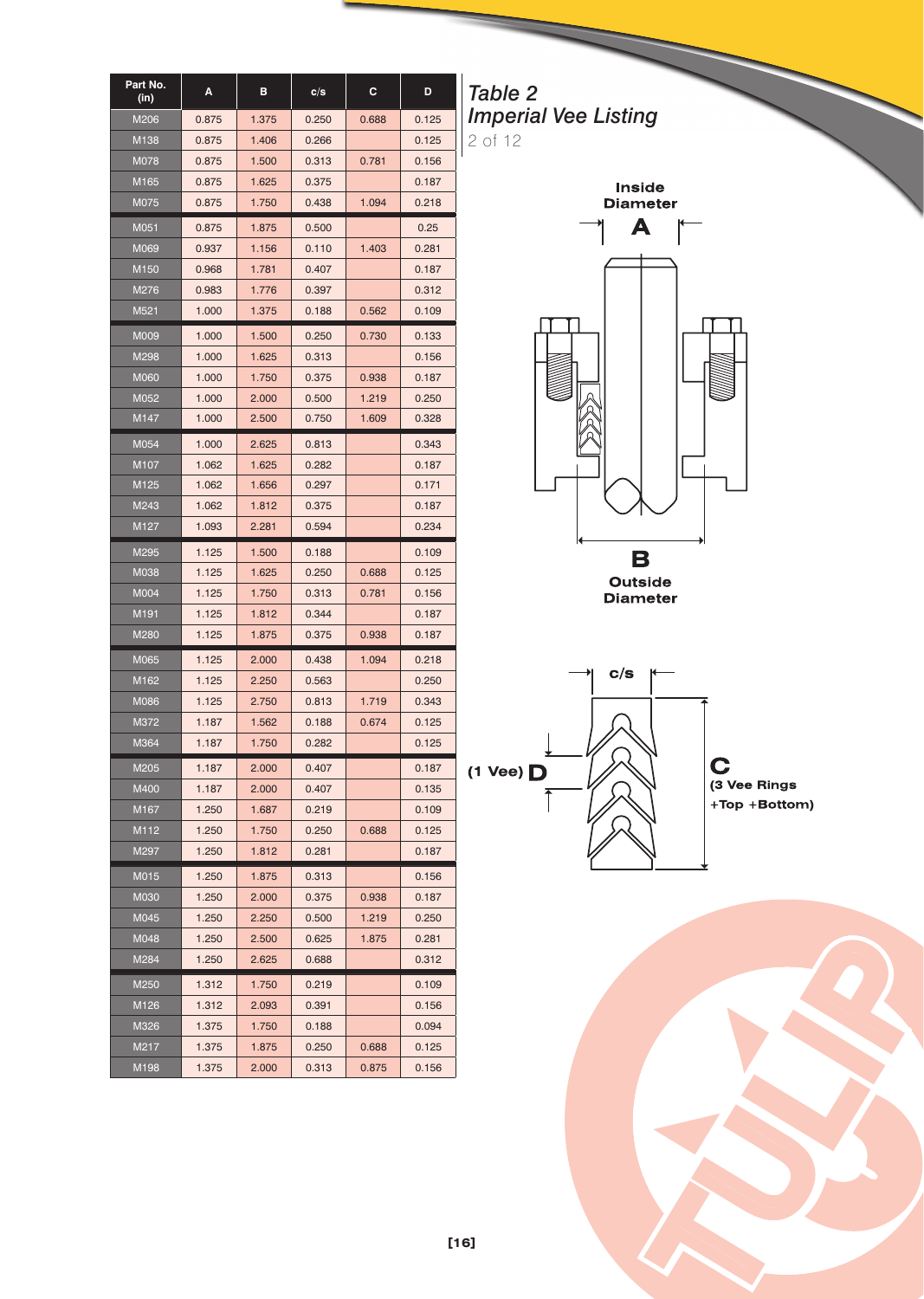# Table 2
## Imperial Vee Listing

| Part No. (in) | A | B | c/s | C | D |
|---|---|---|---|---|---|
| M206 | 0.875 | 1.375 | 0.250 | 0.688 | 0.125 |
| M138 | 0.875 | 1.406 | 0.266 | | 0.125 |
| M078 | 0.875 | 1.500 | 0.313 | 0.781 | 0.156 |
| M165 | 0.875 | 1.625 | 0.375 | | 0.187 |
| M075 | 0.875 | 1.750 | 0.438 | 1.094 | 0.218 |
| M051 | 0.875 | 1.875 | 0.500 | | 0.25 |
| M069 | 0.937 | 1.156 | 0.110 | 1.403 | 0.281 |
| M150 | 0.968 | 1.781 | 0.407 | | 0.187 |
| M276 | 0.983 | 1.776 | 0.397 | | 0.312 |
| M521 | 1.000 | 1.375 | 0.188 | 0.562 | 0.109 |
| M009 | 1.000 | 1.500 | 0.250 | 0.730 | 0.133 |
| M298 | 1.000 | 1.625 | 0.313 | | 0.156 |
| M060 | 1.000 | 1.750 | 0.375 | 0.938 | 0.187 |
| M052 | 1.000 | 2.000 | 0.500 | 1.219 | 0.250 |
| M147 | 1.000 | 2.500 | 0.750 | 1.609 | 0.328 |
| M054 | 1.000 | 2.625 | 0.813 | | 0.343 |
| M107 | 1.062 | 1.625 | 0.282 | | 0.187 |
| M125 | 1.062 | 1.656 | 0.297 | | 0.171 |
| M243 | 1.062 | 1.812 | 0.375 | | 0.187 |
| M127 | 1.093 | 2.281 | 0.594 | | 0.234 |
| M295 | 1.125 | 1.500 | 0.188 | | 0.109 |
| M038 | 1.125 | 1.625 | 0.250 | 0.688 | 0.125 |
| M004 | 1.125 | 1.750 | 0.313 | 0.781 | 0.156 |
| M191 | 1.125 | 1.812 | 0.344 | | 0.187 |
| M280 | 1.125 | 1.875 | 0.375 | 0.938 | 0.187 |
| M065 | 1.125 | 2.000 | 0.438 | 1.094 | 0.218 |
| M162 | 1.125 | 2.250 | 0.563 | | 0.250 |
| M086 | 1.125 | 2.750 | 0.813 | 1.719 | 0.343 |
| M372 | 1.187 | 1.562 | 0.188 | 0.674 | 0.125 |
| M364 | 1.187 | 1.750 | 0.282 | | 0.125 |
| M205 | 1.187 | 2.000 | 0.407 | | 0.187 |
| M400 | 1.187 | 2.000 | 0.407 | | 0.135 |
| M167 | 1.250 | 1.687 | 0.219 | | 0.109 |
| M112 | 1.250 | 1.750 | 0.250 | 0.688 | 0.125 |
| M297 | 1.250 | 1.812 | 0.281 | | 0.187 |
| M015 | 1.250 | 1.875 | 0.313 | | 0.156 |
| M030 | 1.250 | 2.000 | 0.375 | 0.938 | 0.187 |
| M045 | 1.250 | 2.250 | 0.500 | 1.219 | 0.250 |
| M048 | 1.250 | 2.500 | 0.625 | 1.875 | 0.281 |
| M284 | 1.250 | 2.625 | 0.688 | | 0.312 |
| M250 | 1.312 | 1.750 | 0.219 | | 0.109 |
| M126 | 1.312 | 2.093 | 0.391 | | 0.156 |
| M326 | 1.375 | 1.750 | 0.188 | | 0.094 |
| M217 | 1.375 | 1.875 | 0.250 | 0.688 | 0.125 |
| M198 | 1.375 | 2.000 | 0.313 | 0.875 | 0.156 |

Inside Diameter **A**

**B** Outside Diameter

c/s

(1 Vee) **D**

**C** (3 Vee Rings +Top +Bottom)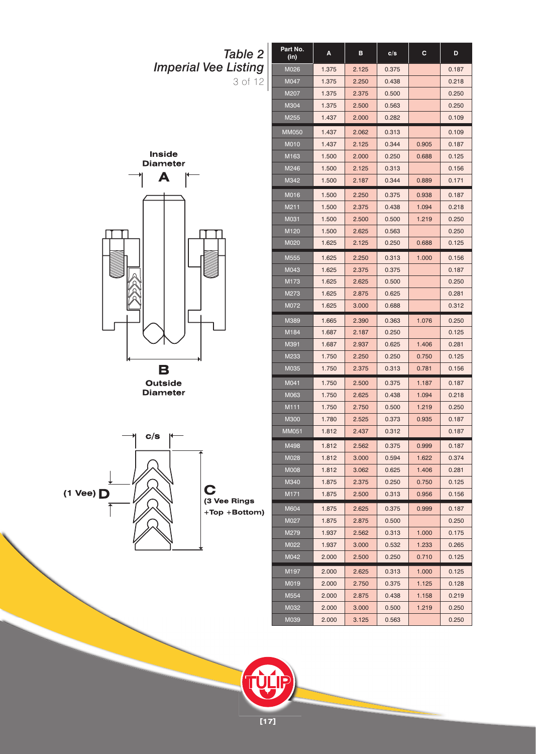## Table 2
### *Imperial Vee Listing*

Inside Diameter **A**

**B** Outside Diameter

c/s

(1 Vee) **D**

**C** (3 Vee Rings +Top +Bottom)

| Part No. (in) | A | B | c/s | C | D |
|---|---|---|---|---|---|
| M026 | 1.375 | 2.125 | 0.375 | | 0.187 |
| M047 | 1.375 | 2.250 | 0.438 | | 0.218 |
| M207 | 1.375 | 2.375 | 0.500 | | 0.250 |
| M304 | 1.375 | 2.500 | 0.563 | | 0.250 |
| M255 | 1.437 | 2.000 | 0.282 | | 0.109 |
| MM050 | 1.437 | 2.062 | 0.313 | | 0.109 |
| M010 | 1.437 | 2.125 | 0.344 | 0.905 | 0.187 |
| M163 | 1.500 | 2.000 | 0.250 | 0.688 | 0.125 |
| M246 | 1.500 | 2.125 | 0.313 | | 0.156 |
| M342 | 1.500 | 2.187 | 0.344 | 0.889 | 0.171 |
| M016 | 1.500 | 2.250 | 0.375 | 0.938 | 0.187 |
| M211 | 1.500 | 2.375 | 0.438 | 1.094 | 0.218 |
| M031 | 1.500 | 2.500 | 0.500 | 1.219 | 0.250 |
| M120 | 1.500 | 2.625 | 0.563 | | 0.250 |
| M020 | 1.625 | 2.125 | 0.250 | 0.688 | 0.125 |
| M555 | 1.625 | 2.250 | 0.313 | 1.000 | 0.156 |
| M043 | 1.625 | 2.375 | 0.375 | | 0.187 |
| M173 | 1.625 | 2.625 | 0.500 | | 0.250 |
| M273 | 1.625 | 2.875 | 0.625 | | 0.281 |
| M072 | 1.625 | 3.000 | 0.688 | | 0.312 |
| M389 | 1.665 | 2.390 | 0.363 | 1.076 | 0.250 |
| M184 | 1.687 | 2.187 | 0.250 | | 0.125 |
| M391 | 1.687 | 2.937 | 0.625 | 1.406 | 0.281 |
| M233 | 1.750 | 2.250 | 0.250 | 0.750 | 0.125 |
| M035 | 1.750 | 2.375 | 0.313 | 0.781 | 0.156 |
| M041 | 1.750 | 2.500 | 0.375 | 1.187 | 0.187 |
| M063 | 1.750 | 2.625 | 0.438 | 1.094 | 0.218 |
| M111 | 1.750 | 2.750 | 0.500 | 1.219 | 0.250 |
| M300 | 1.780 | 2.525 | 0.373 | 0.935 | 0.187 |
| MM051 | 1.812 | 2.437 | 0.312 | | 0.187 |
| M498 | 1.812 | 2.562 | 0.375 | 0.999 | 0.187 |
| M028 | 1.812 | 3.000 | 0.594 | 1.622 | 0.374 |
| M008 | 1.812 | 3.062 | 0.625 | 1.406 | 0.281 |
| M340 | 1.875 | 2.375 | 0.250 | 0.750 | 0.125 |
| M171 | 1.875 | 2.500 | 0.313 | 0.956 | 0.156 |
| M604 | 1.875 | 2.625 | 0.375 | 0.999 | 0.187 |
| M027 | 1.875 | 2.875 | 0.500 | | 0.250 |
| M279 | 1.937 | 2.562 | 0.313 | 1.000 | 0.175 |
| M022 | 1.937 | 3.000 | 0.532 | 1.233 | 0.265 |
| M042 | 2.000 | 2.500 | 0.250 | 0.710 | 0.125 |
| M197 | 2.000 | 2.625 | 0.313 | 1.000 | 0.125 |
| M019 | 2.000 | 2.750 | 0.375 | 1.125 | 0.128 |
| M554 | 2.000 | 2.875 | 0.438 | 1.158 | 0.219 |
| M032 | 2.000 | 3.000 | 0.500 | 1.219 | 0.250 |
| M039 | 2.000 | 3.125 | 0.563 | | 0.250 |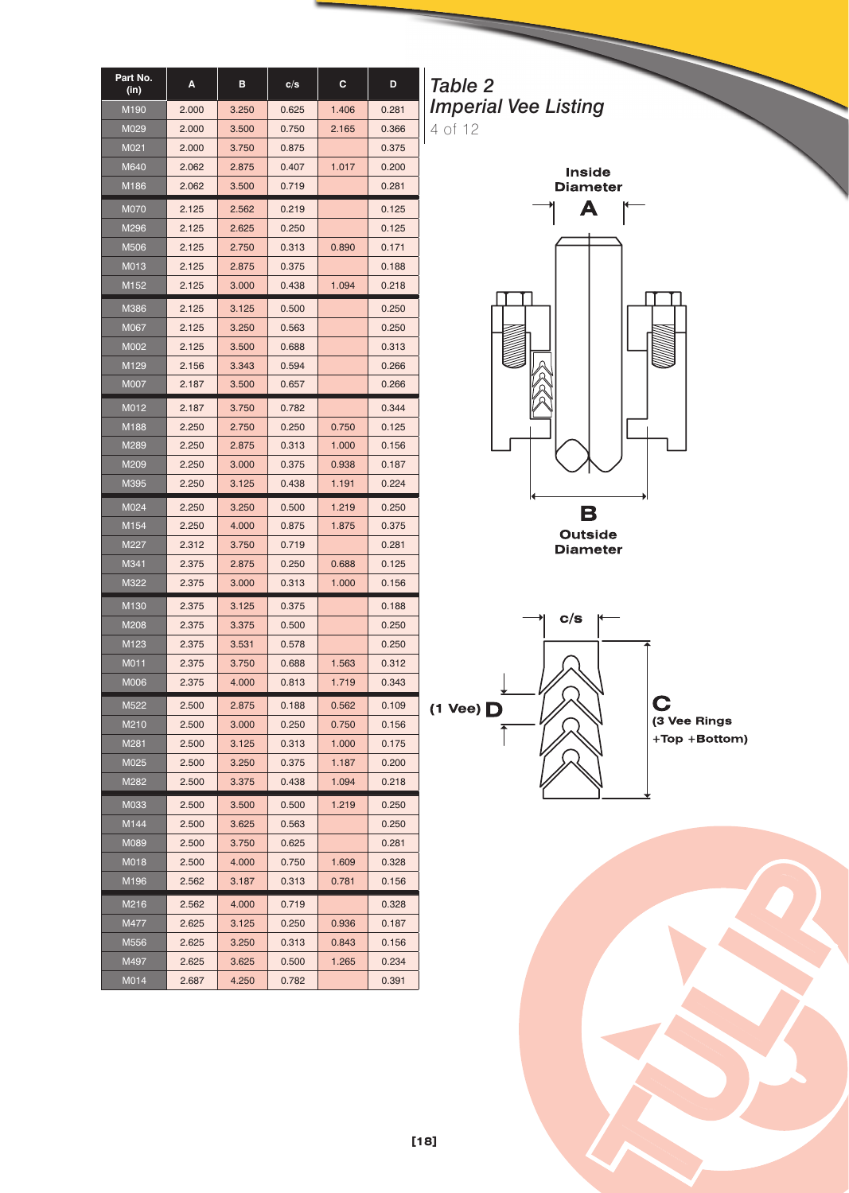## Table 2
## Imperial Vee Listing

| Part No. (in) | A | B | c/s | C | D |
|---|---|---|---|---|---|
| M190 | 2.000 | 3.250 | 0.625 | 1.406 | 0.281 |
| M029 | 2.000 | 3.500 | 0.750 | 2.165 | 0.366 |
| M021 | 2.000 | 3.750 | 0.875 | | 0.375 |
| M640 | 2.062 | 2.875 | 0.407 | 1.017 | 0.200 |
| M186 | 2.062 | 3.500 | 0.719 | | 0.281 |
| M070 | 2.125 | 2.562 | 0.219 | | 0.125 |
| M296 | 2.125 | 2.625 | 0.250 | | 0.125 |
| M506 | 2.125 | 2.750 | 0.313 | 0.890 | 0.171 |
| M013 | 2.125 | 2.875 | 0.375 | | 0.188 |
| M152 | 2.125 | 3.000 | 0.438 | 1.094 | 0.218 |
| M386 | 2.125 | 3.125 | 0.500 | | 0.250 |
| M067 | 2.125 | 3.250 | 0.563 | | 0.250 |
| M002 | 2.125 | 3.500 | 0.688 | | 0.313 |
| M129 | 2.156 | 3.343 | 0.594 | | 0.266 |
| M007 | 2.187 | 3.500 | 0.657 | | 0.266 |
| M012 | 2.187 | 3.750 | 0.782 | | 0.344 |
| M188 | 2.250 | 2.750 | 0.250 | 0.750 | 0.125 |
| M289 | 2.250 | 2.875 | 0.313 | 1.000 | 0.156 |
| M209 | 2.250 | 3.000 | 0.375 | 0.938 | 0.187 |
| M395 | 2.250 | 3.125 | 0.438 | 1.191 | 0.224 |
| M024 | 2.250 | 3.250 | 0.500 | 1.219 | 0.250 |
| M154 | 2.250 | 4.000 | 0.875 | 1.875 | 0.375 |
| M227 | 2.312 | 3.750 | 0.719 | | 0.281 |
| M341 | 2.375 | 2.875 | 0.250 | 0.688 | 0.125 |
| M322 | 2.375 | 3.000 | 0.313 | 1.000 | 0.156 |
| M130 | 2.375 | 3.125 | 0.375 | | 0.188 |
| M208 | 2.375 | 3.375 | 0.500 | | 0.250 |
| M123 | 2.375 | 3.531 | 0.578 | | 0.250 |
| M011 | 2.375 | 3.750 | 0.688 | 1.563 | 0.312 |
| M006 | 2.375 | 4.000 | 0.813 | 1.719 | 0.343 |
| M522 | 2.500 | 2.875 | 0.188 | 0.562 | 0.109 |
| M210 | 2.500 | 3.000 | 0.250 | 0.750 | 0.156 |
| M281 | 2.500 | 3.125 | 0.313 | 1.000 | 0.175 |
| M025 | 2.500 | 3.250 | 0.375 | 1.187 | 0.200 |
| M282 | 2.500 | 3.375 | 0.438 | 1.094 | 0.218 |
| M033 | 2.500 | 3.500 | 0.500 | 1.219 | 0.250 |
| M144 | 2.500 | 3.625 | 0.563 | | 0.250 |
| M089 | 2.500 | 3.750 | 0.625 | | 0.281 |
| M018 | 2.500 | 4.000 | 0.750 | 1.609 | 0.328 |
| M196 | 2.562 | 3.187 | 0.313 | 0.781 | 0.156 |
| M216 | 2.562 | 4.000 | 0.719 | | 0.328 |
| M477 | 2.625 | 3.125 | 0.250 | 0.936 | 0.187 |
| M556 | 2.625 | 3.250 | 0.313 | 0.843 | 0.156 |
| M497 | 2.625 | 3.625 | 0.500 | 1.265 | 0.234 |
| M014 | 2.687 | 4.250 | 0.782 | | 0.391 |

Inside Diameter **A**

**B** Outside Diameter

c/s

(1 Vee) **D**

**C** (3 Vee Rings +Top +Bottom)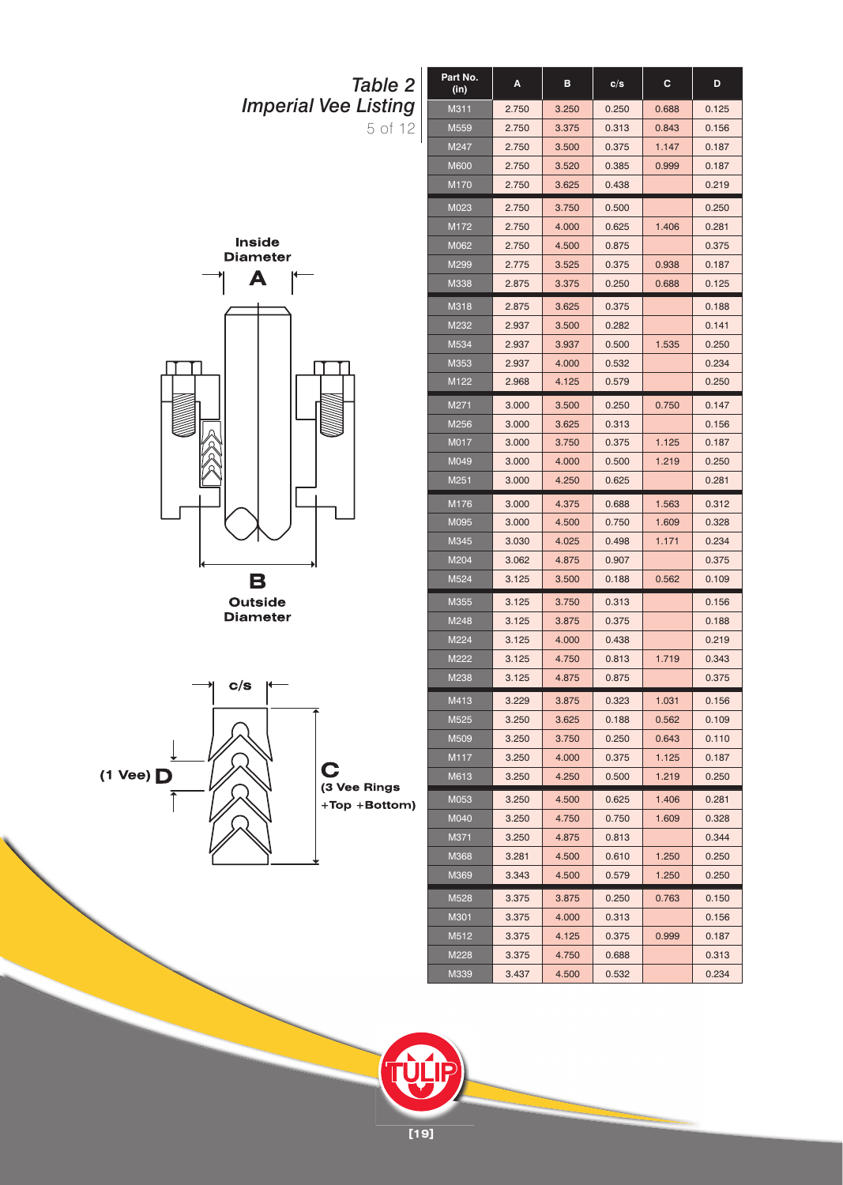## Table 2
## *Imperial Vee Listing*

Inside Diameter **A**

**B** Outside Diameter

c/s

(1 Vee) **D**

**C** (3 Vee Rings +Top +Bottom)

| Part No. (in) | A | B | c/s | C | D |
|---|---|---|---|---|---|
| M311 | 2.750 | 3.250 | 0.250 | 0.688 | 0.125 |
| M559 | 2.750 | 3.375 | 0.313 | 0.843 | 0.156 |
| M247 | 2.750 | 3.500 | 0.375 | 1.147 | 0.187 |
| M600 | 2.750 | 3.520 | 0.385 | 0.999 | 0.187 |
| M170 | 2.750 | 3.625 | 0.438 | | 0.219 |
| M023 | 2.750 | 3.750 | 0.500 | | 0.250 |
| M172 | 2.750 | 4.000 | 0.625 | 1.406 | 0.281 |
| M062 | 2.750 | 4.500 | 0.875 | | 0.375 |
| M299 | 2.775 | 3.525 | 0.375 | 0.938 | 0.187 |
| M338 | 2.875 | 3.375 | 0.250 | 0.688 | 0.125 |
| M318 | 2.875 | 3.625 | 0.375 | | 0.188 |
| M232 | 2.937 | 3.500 | 0.282 | | 0.141 |
| M534 | 2.937 | 3.937 | 0.500 | 1.535 | 0.250 |
| M353 | 2.937 | 4.000 | 0.532 | | 0.234 |
| M122 | 2.968 | 4.125 | 0.579 | | 0.250 |
| M271 | 3.000 | 3.500 | 0.250 | 0.750 | 0.147 |
| M256 | 3.000 | 3.625 | 0.313 | | 0.156 |
| M017 | 3.000 | 3.750 | 0.375 | 1.125 | 0.187 |
| M049 | 3.000 | 4.000 | 0.500 | 1.219 | 0.250 |
| M251 | 3.000 | 4.250 | 0.625 | | 0.281 |
| M176 | 3.000 | 4.375 | 0.688 | 1.563 | 0.312 |
| M095 | 3.000 | 4.500 | 0.750 | 1.609 | 0.328 |
| M345 | 3.030 | 4.025 | 0.498 | 1.171 | 0.234 |
| M204 | 3.062 | 4.875 | 0.907 | | 0.375 |
| M524 | 3.125 | 3.500 | 0.188 | 0.562 | 0.109 |
| M355 | 3.125 | 3.750 | 0.313 | | 0.156 |
| M248 | 3.125 | 3.875 | 0.375 | | 0.188 |
| M224 | 3.125 | 4.000 | 0.438 | | 0.219 |
| M222 | 3.125 | 4.750 | 0.813 | 1.719 | 0.343 |
| M238 | 3.125 | 4.875 | 0.875 | | 0.375 |
| M413 | 3.229 | 3.875 | 0.323 | 1.031 | 0.156 |
| M525 | 3.250 | 3.625 | 0.188 | 0.562 | 0.109 |
| M509 | 3.250 | 3.750 | 0.250 | 0.643 | 0.110 |
| M117 | 3.250 | 4.000 | 0.375 | 1.125 | 0.187 |
| M613 | 3.250 | 4.250 | 0.500 | 1.219 | 0.250 |
| M053 | 3.250 | 4.500 | 0.625 | 1.406 | 0.281 |
| M040 | 3.250 | 4.750 | 0.750 | 1.609 | 0.328 |
| M371 | 3.250 | 4.875 | 0.813 | | 0.344 |
| M368 | 3.281 | 4.500 | 0.610 | 1.250 | 0.250 |
| M369 | 3.343 | 4.500 | 0.579 | 1.250 | 0.250 |
| M528 | 3.375 | 3.875 | 0.250 | 0.763 | 0.150 |
| M301 | 3.375 | 4.000 | 0.313 | | 0.156 |
| M512 | 3.375 | 4.125 | 0.375 | 0.999 | 0.187 |
| M228 | 3.375 | 4.750 | 0.688 | | 0.313 |
| M339 | 3.437 | 4.500 | 0.532 | | 0.234 |

TULIP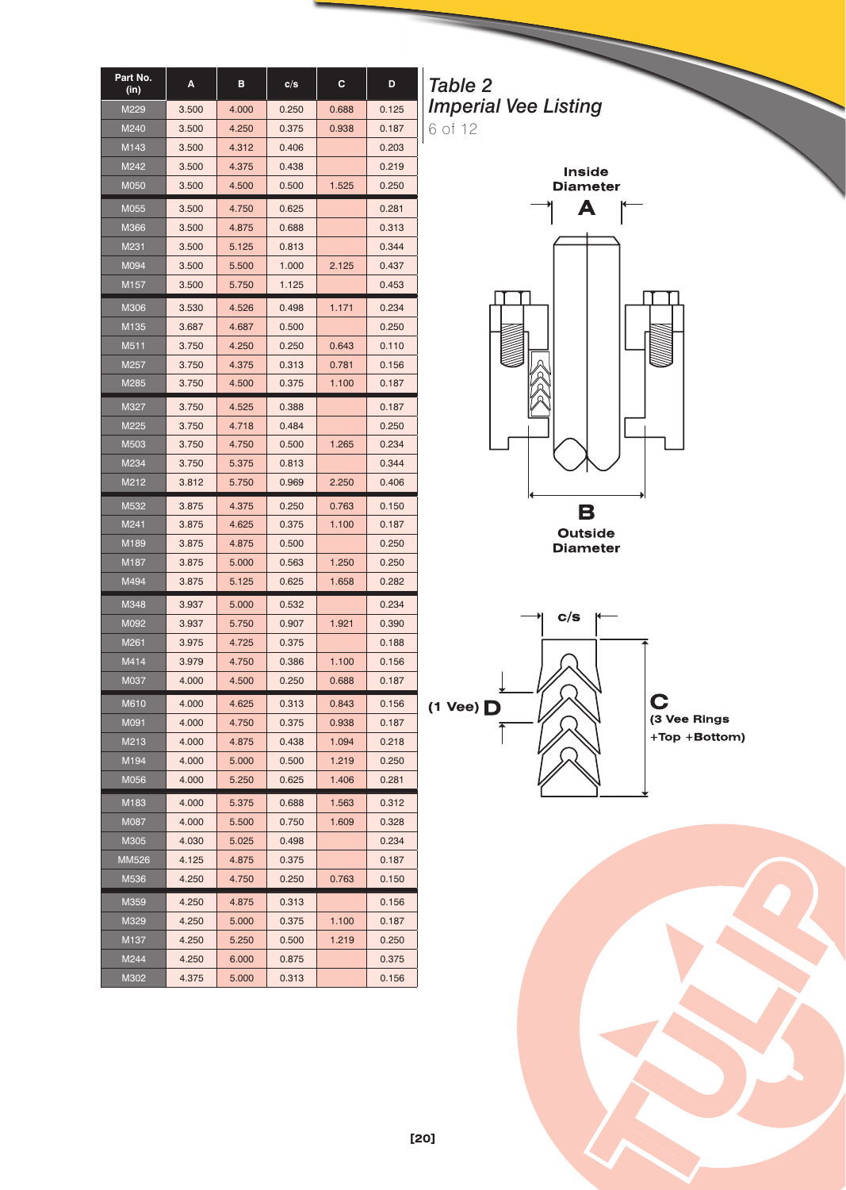## Table 2
## *Imperial Vee Listing*

| Part No. (in) | A | B | c/s | C | D |
|---|---|---|---|---|---|
| M229 | 3.500 | 4.000 | 0.250 | 0.688 | 0.125 |
| M240 | 3.500 | 4.250 | 0.375 | 0.938 | 0.187 |
| M143 | 3.500 | 4.312 | 0.406 | | 0.203 |
| M242 | 3.500 | 4.375 | 0.438 | | 0.219 |
| M050 | 3.500 | 4.500 | 0.500 | 1.525 | 0.250 |
| M055 | 3.500 | 4.750 | 0.625 | | 0.281 |
| M366 | 3.500 | 4.875 | 0.688 | | 0.313 |
| M231 | 3.500 | 5.125 | 0.813 | | 0.344 |
| M094 | 3.500 | 5.500 | 1.000 | 2.125 | 0.437 |
| M157 | 3.500 | 5.750 | 1.125 | | 0.453 |
| M306 | 3.530 | 4.526 | 0.498 | 1.171 | 0.234 |
| M135 | 3.687 | 4.687 | 0.500 | | 0.250 |
| M511 | 3.750 | 4.250 | 0.250 | 0.643 | 0.110 |
| M257 | 3.750 | 4.375 | 0.313 | 0.781 | 0.156 |
| M285 | 3.750 | 4.500 | 0.375 | 1.100 | 0.187 |
| M327 | 3.750 | 4.525 | 0.388 | | 0.187 |
| M225 | 3.750 | 4.718 | 0.484 | | 0.250 |
| M503 | 3.750 | 4.750 | 0.500 | 1.265 | 0.234 |
| M234 | 3.750 | 5.375 | 0.813 | | 0.344 |
| M212 | 3.812 | 5.750 | 0.969 | 2.250 | 0.406 |
| M532 | 3.875 | 4.375 | 0.250 | 0.763 | 0.150 |
| M241 | 3.875 | 4.625 | 0.375 | 1.100 | 0.187 |
| M189 | 3.875 | 4.875 | 0.500 | | 0.250 |
| M187 | 3.875 | 5.000 | 0.563 | 1.250 | 0.250 |
| M494 | 3.875 | 5.125 | 0.625 | 1.658 | 0.282 |
| M348 | 3.937 | 5.000 | 0.532 | | 0.234 |
| M092 | 3.937 | 5.750 | 0.907 | 1.921 | 0.390 |
| M261 | 3.975 | 4.725 | 0.375 | | 0.188 |
| M414 | 3.979 | 4.750 | 0.386 | 1.100 | 0.156 |
| M037 | 4.000 | 4.500 | 0.250 | 0.688 | 0.187 |
| M610 | 4.000 | 4.625 | 0.313 | 0.843 | 0.156 |
| M091 | 4.000 | 4.750 | 0.375 | 0.938 | 0.187 |
| M213 | 4.000 | 4.875 | 0.438 | 1.094 | 0.218 |
| M194 | 4.000 | 5.000 | 0.500 | 1.219 | 0.250 |
| M056 | 4.000 | 5.250 | 0.625 | 1.406 | 0.281 |
| M183 | 4.000 | 5.375 | 0.688 | 1.563 | 0.312 |
| M087 | 4.000 | 5.500 | 0.750 | 1.609 | 0.328 |
| M305 | 4.030 | 5.025 | 0.498 | | 0.234 |
| MM526 | 4.125 | 4.875 | 0.375 | | 0.187 |
| M536 | 4.250 | 4.750 | 0.250 | 0.763 | 0.150 |
| M359 | 4.250 | 4.875 | 0.313 | | 0.156 |
| M329 | 4.250 | 5.000 | 0.375 | 1.100 | 0.187 |
| M137 | 4.250 | 5.250 | 0.500 | 1.219 | 0.250 |
| M244 | 4.250 | 6.000 | 0.875 | | 0.375 |
| M302 | 4.375 | 5.000 | 0.313 | | 0.156 |

Inside Diameter **A**

**B** Outside Diameter

c/s

(1 Vee) **D**

**C** (3 Vee Rings +Top +Bottom)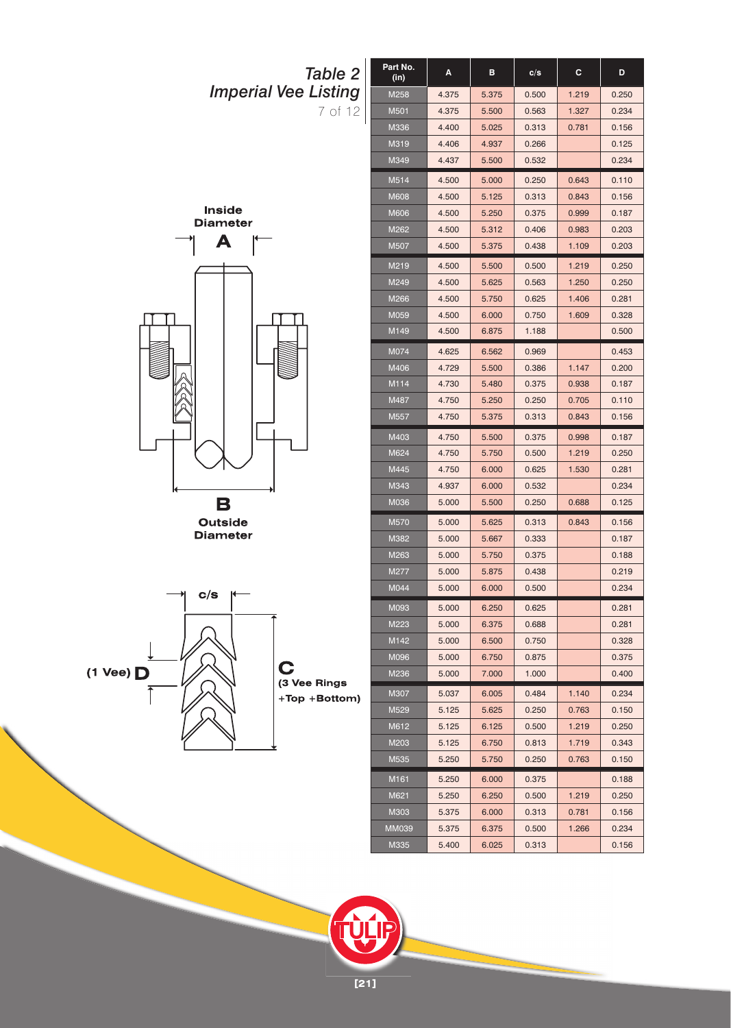## Table 2
## *Imperial Vee Listing*

Inside Diameter **A**

**B** Outside Diameter

c/s

(1 Vee) **D**

**C** (3 Vee Rings +Top +Bottom)

| Part No. (in) | A | B | c/s | C | D |
|---|---|---|---|---|---|
| M258 | 4.375 | 5.375 | 0.500 | 1.219 | 0.250 |
| M501 | 4.375 | 5.500 | 0.563 | 1.327 | 0.234 |
| M336 | 4.400 | 5.025 | 0.313 | 0.781 | 0.156 |
| M319 | 4.406 | 4.937 | 0.266 | | 0.125 |
| M349 | 4.437 | 5.500 | 0.532 | | 0.234 |
| M514 | 4.500 | 5.000 | 0.250 | 0.643 | 0.110 |
| M608 | 4.500 | 5.125 | 0.313 | 0.843 | 0.156 |
| M606 | 4.500 | 5.250 | 0.375 | 0.999 | 0.187 |
| M262 | 4.500 | 5.312 | 0.406 | 0.983 | 0.203 |
| M507 | 4.500 | 5.375 | 0.438 | 1.109 | 0.203 |
| M219 | 4.500 | 5.500 | 0.500 | 1.219 | 0.250 |
| M249 | 4.500 | 5.625 | 0.563 | 1.250 | 0.250 |
| M266 | 4.500 | 5.750 | 0.625 | 1.406 | 0.281 |
| M059 | 4.500 | 6.000 | 0.750 | 1.609 | 0.328 |
| M149 | 4.500 | 6.875 | 1.188 | | 0.500 |
| M074 | 4.625 | 6.562 | 0.969 | | 0.453 |
| M406 | 4.729 | 5.500 | 0.386 | 1.147 | 0.200 |
| M114 | 4.730 | 5.480 | 0.375 | 0.938 | 0.187 |
| M487 | 4.750 | 5.250 | 0.250 | 0.705 | 0.110 |
| M557 | 4.750 | 5.375 | 0.313 | 0.843 | 0.156 |
| M403 | 4.750 | 5.500 | 0.375 | 0.998 | 0.187 |
| M624 | 4.750 | 5.750 | 0.500 | 1.219 | 0.250 |
| M445 | 4.750 | 6.000 | 0.625 | 1.530 | 0.281 |
| M343 | 4.937 | 6.000 | 0.532 | | 0.234 |
| M036 | 5.000 | 5.500 | 0.250 | 0.688 | 0.125 |
| M570 | 5.000 | 5.625 | 0.313 | 0.843 | 0.156 |
| M382 | 5.000 | 5.667 | 0.333 | | 0.187 |
| M263 | 5.000 | 5.750 | 0.375 | | 0.188 |
| M277 | 5.000 | 5.875 | 0.438 | | 0.219 |
| M044 | 5.000 | 6.000 | 0.500 | | 0.234 |
| M093 | 5.000 | 6.250 | 0.625 | | 0.281 |
| M223 | 5.000 | 6.375 | 0.688 | | 0.281 |
| M142 | 5.000 | 6.500 | 0.750 | | 0.328 |
| M096 | 5.000 | 6.750 | 0.875 | | 0.375 |
| M236 | 5.000 | 7.000 | 1.000 | | 0.400 |
| M307 | 5.037 | 6.005 | 0.484 | 1.140 | 0.234 |
| M529 | 5.125 | 5.625 | 0.250 | 0.763 | 0.150 |
| M612 | 5.125 | 6.125 | 0.500 | 1.219 | 0.250 |
| M203 | 5.125 | 6.750 | 0.813 | 1.719 | 0.343 |
| M535 | 5.250 | 5.750 | 0.250 | 0.763 | 0.150 |
| M161 | 5.250 | 6.000 | 0.375 | | 0.188 |
| M621 | 5.250 | 6.250 | 0.500 | 1.219 | 0.250 |
| M303 | 5.375 | 6.000 | 0.313 | 0.781 | 0.156 |
| MM039 | 5.375 | 6.375 | 0.500 | 1.266 | 0.234 |
| M335 | 5.400 | 6.025 | 0.313 | | 0.156 |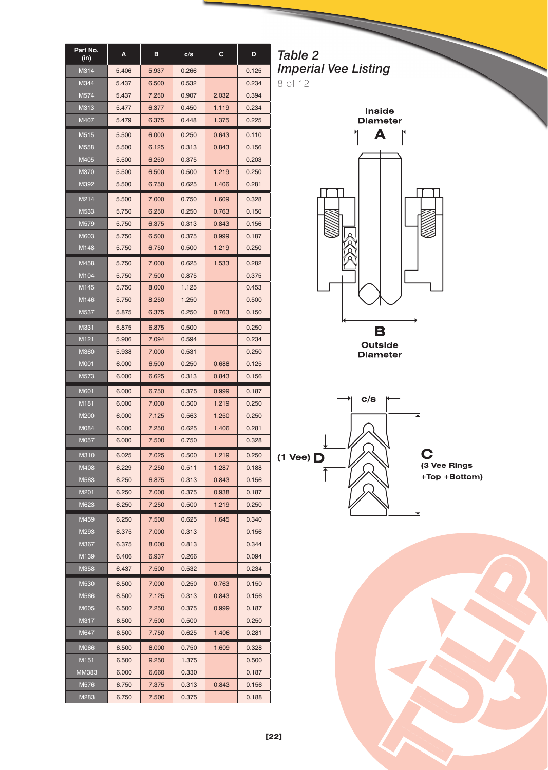| Part No. (in) | A | B | c/s | C | D |
|---|---|---|---|---|---|
| M314 | 5.406 | 5.937 | 0.266 | | 0.125 |
| M344 | 5.437 | 6.500 | 0.532 | | 0.234 |
| M574 | 5.437 | 7.250 | 0.907 | 2.032 | 0.394 |
| M313 | 5.477 | 6.377 | 0.450 | 1.119 | 0.234 |
| M407 | 5.479 | 6.375 | 0.448 | 1.375 | 0.225 |
| M515 | 5.500 | 6.000 | 0.250 | 0.643 | 0.110 |
| M558 | 5.500 | 6.125 | 0.313 | 0.843 | 0.156 |
| M405 | 5.500 | 6.250 | 0.375 | | 0.203 |
| M370 | 5.500 | 6.500 | 0.500 | 1.219 | 0.250 |
| M392 | 5.500 | 6.750 | 0.625 | 1.406 | 0.281 |
| M214 | 5.500 | 7.000 | 0.750 | 1.609 | 0.328 |
| M533 | 5.750 | 6.250 | 0.250 | 0.763 | 0.150 |
| M579 | 5.750 | 6.375 | 0.313 | 0.843 | 0.156 |
| M603 | 5.750 | 6.500 | 0.375 | 0.999 | 0.187 |
| M148 | 5.750 | 6.750 | 0.500 | 1.219 | 0.250 |
| M458 | 5.750 | 7.000 | 0.625 | 1.533 | 0.282 |
| M104 | 5.750 | 7.500 | 0.875 | | 0.375 |
| M145 | 5.750 | 8.000 | 1.125 | | 0.453 |
| M146 | 5.750 | 8.250 | 1.250 | | 0.500 |
| M537 | 5.875 | 6.375 | 0.250 | 0.763 | 0.150 |
| M331 | 5.875 | 6.875 | 0.500 | | 0.250 |
| M121 | 5.906 | 7.094 | 0.594 | | 0.234 |
| M360 | 5.938 | 7.000 | 0.531 | | 0.250 |
| M001 | 6.000 | 6.500 | 0.250 | 0.688 | 0.125 |
| M573 | 6.000 | 6.625 | 0.313 | 0.843 | 0.156 |
| M601 | 6.000 | 6.750 | 0.375 | 0.999 | 0.187 |
| M181 | 6.000 | 7.000 | 0.500 | 1.219 | 0.250 |
| M200 | 6.000 | 7.125 | 0.563 | 1.250 | 0.250 |
| M084 | 6.000 | 7.250 | 0.625 | 1.406 | 0.281 |
| M057 | 6.000 | 7.500 | 0.750 | | 0.328 |
| M310 | 6.025 | 7.025 | 0.500 | 1.219 | 0.250 |
| M408 | 6.229 | 7.250 | 0.511 | 1.287 | 0.188 |
| M563 | 6.250 | 6.875 | 0.313 | 0.843 | 0.156 |
| M201 | 6.250 | 7.000 | 0.375 | 0.938 | 0.187 |
| M623 | 6.250 | 7.250 | 0.500 | 1.219 | 0.250 |
| M459 | 6.250 | 7.500 | 0.625 | 1.645 | 0.340 |
| M293 | 6.375 | 7.000 | 0.313 | | 0.156 |
| M367 | 6.375 | 8.000 | 0.813 | | 0.344 |
| M139 | 6.406 | 6.937 | 0.266 | | 0.094 |
| M358 | 6.437 | 7.500 | 0.532 | | 0.234 |
| M530 | 6.500 | 7.000 | 0.250 | 0.763 | 0.150 |
| M566 | 6.500 | 7.125 | 0.313 | 0.843 | 0.156 |
| M605 | 6.500 | 7.250 | 0.375 | 0.999 | 0.187 |
| M317 | 6.500 | 7.500 | 0.500 | | 0.250 |
| M647 | 6.500 | 7.750 | 0.625 | 1.406 | 0.281 |
| M066 | 6.500 | 8.000 | 0.750 | 1.609 | 0.328 |
| M151 | 6.500 | 9.250 | 1.375 | | 0.500 |
| MM383 | 6.000 | 6.660 | 0.330 | | 0.187 |
| M576 | 6.750 | 7.375 | 0.313 | 0.843 | 0.156 |
| M283 | 6.750 | 7.500 | 0.375 | | 0.188 |

## *Table 2*
## *Imperial Vee Listing*

Inside Diameter **A**

**B** Outside Diameter

c/s

(1 Vee) **D**

**C** (3 Vee Rings +Top +Bottom)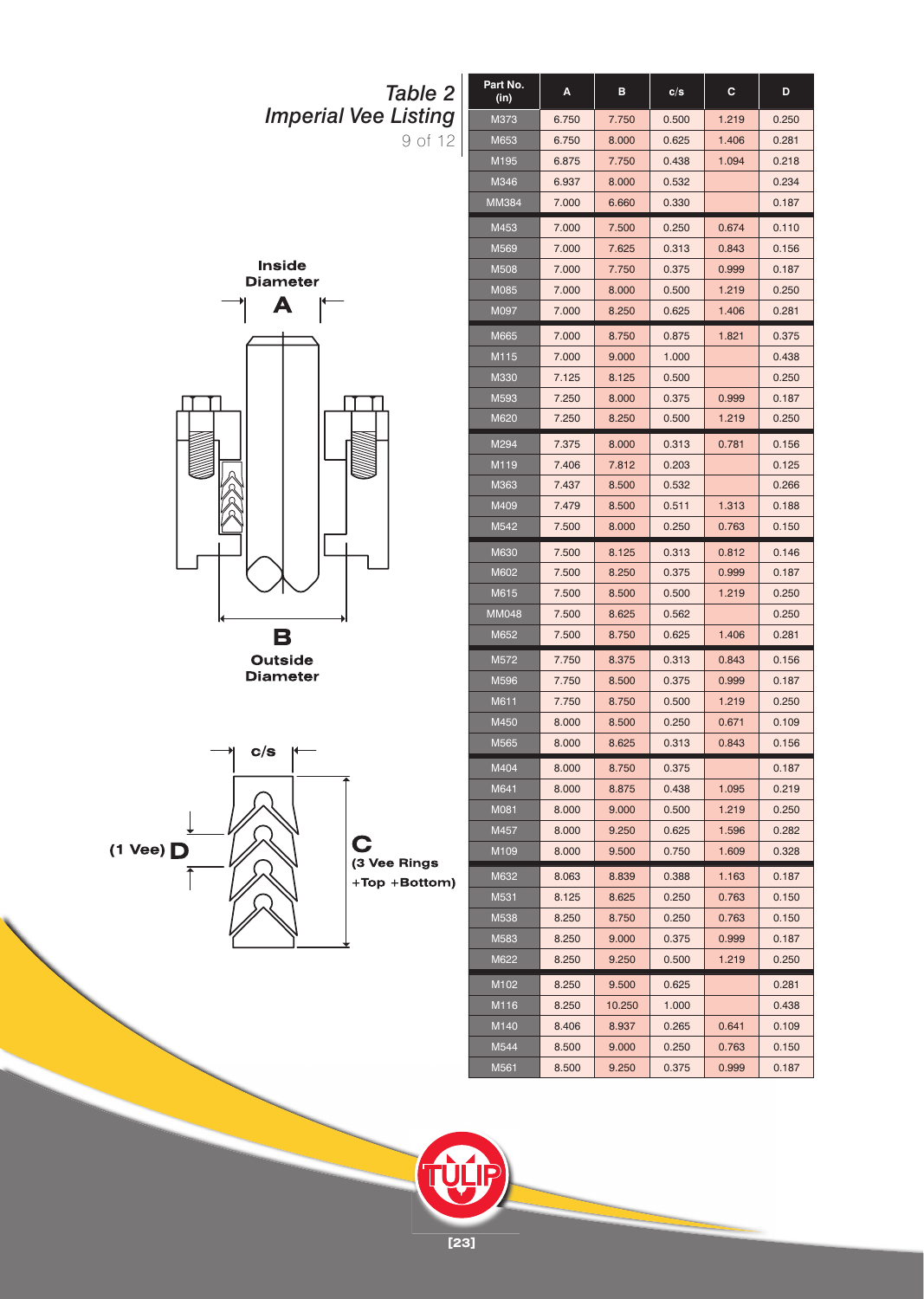## Table 2
## *Imperial Vee Listing*

| Part No. (in) | A | B | c/s | C | D |
|---|---|---|---|---|---|
| M373 | 6.750 | 7.750 | 0.500 | 1.219 | 0.250 |
| M653 | 6.750 | 8.000 | 0.625 | 1.406 | 0.281 |
| M195 | 6.875 | 7.750 | 0.438 | 1.094 | 0.218 |
| M346 | 6.937 | 8.000 | 0.532 | | 0.234 |
| MM384 | 7.000 | 6.660 | 0.330 | | 0.187 |
| M453 | 7.000 | 7.500 | 0.250 | 0.674 | 0.110 |
| M569 | 7.000 | 7.625 | 0.313 | 0.843 | 0.156 |
| M508 | 7.000 | 7.750 | 0.375 | 0.999 | 0.187 |
| M085 | 7.000 | 8.000 | 0.500 | 1.219 | 0.250 |
| M097 | 7.000 | 8.250 | 0.625 | 1.406 | 0.281 |
| M665 | 7.000 | 8.750 | 0.875 | 1.821 | 0.375 |
| M115 | 7.000 | 9.000 | 1.000 | | 0.438 |
| M330 | 7.125 | 8.125 | 0.500 | | 0.250 |
| M593 | 7.250 | 8.000 | 0.375 | 0.999 | 0.187 |
| M620 | 7.250 | 8.250 | 0.500 | 1.219 | 0.250 |
| M294 | 7.375 | 8.000 | 0.313 | 0.781 | 0.156 |
| M119 | 7.406 | 7.812 | 0.203 | | 0.125 |
| M363 | 7.437 | 8.500 | 0.532 | | 0.266 |
| M409 | 7.479 | 8.500 | 0.511 | 1.313 | 0.188 |
| M542 | 7.500 | 8.000 | 0.250 | 0.763 | 0.150 |
| M630 | 7.500 | 8.125 | 0.313 | 0.812 | 0.146 |
| M602 | 7.500 | 8.250 | 0.375 | 0.999 | 0.187 |
| M615 | 7.500 | 8.500 | 0.500 | 1.219 | 0.250 |
| MM048 | 7.500 | 8.625 | 0.562 | | 0.250 |
| M652 | 7.500 | 8.750 | 0.625 | 1.406 | 0.281 |
| M572 | 7.750 | 8.375 | 0.313 | 0.843 | 0.156 |
| M596 | 7.750 | 8.500 | 0.375 | 0.999 | 0.187 |
| M611 | 7.750 | 8.750 | 0.500 | 1.219 | 0.250 |
| M450 | 8.000 | 8.500 | 0.250 | 0.671 | 0.109 |
| M565 | 8.000 | 8.625 | 0.313 | 0.843 | 0.156 |
| M404 | 8.000 | 8.750 | 0.375 | | 0.187 |
| M641 | 8.000 | 8.875 | 0.438 | 1.095 | 0.219 |
| M081 | 8.000 | 9.000 | 0.500 | 1.219 | 0.250 |
| M457 | 8.000 | 9.250 | 0.625 | 1.596 | 0.282 |
| M109 | 8.000 | 9.500 | 0.750 | 1.609 | 0.328 |
| M632 | 8.063 | 8.839 | 0.388 | 1.163 | 0.187 |
| M531 | 8.125 | 8.625 | 0.250 | 0.763 | 0.150 |
| M538 | 8.250 | 8.750 | 0.250 | 0.763 | 0.150 |
| M583 | 8.250 | 9.000 | 0.375 | 0.999 | 0.187 |
| M622 | 8.250 | 9.250 | 0.500 | 1.219 | 0.250 |
| M102 | 8.250 | 9.500 | 0.625 | | 0.281 |
| M116 | 8.250 | 10.250 | 1.000 | | 0.438 |
| M140 | 8.406 | 8.937 | 0.265 | 0.641 | 0.109 |
| M544 | 8.500 | 9.000 | 0.250 | 0.763 | 0.150 |
| M561 | 8.500 | 9.250 | 0.375 | 0.999 | 0.187 |

**A** Inside Diameter

**B** Outside Diameter

**c/s**

**(1 Vee) D**

**C** (3 Vee Rings +Top +Bottom)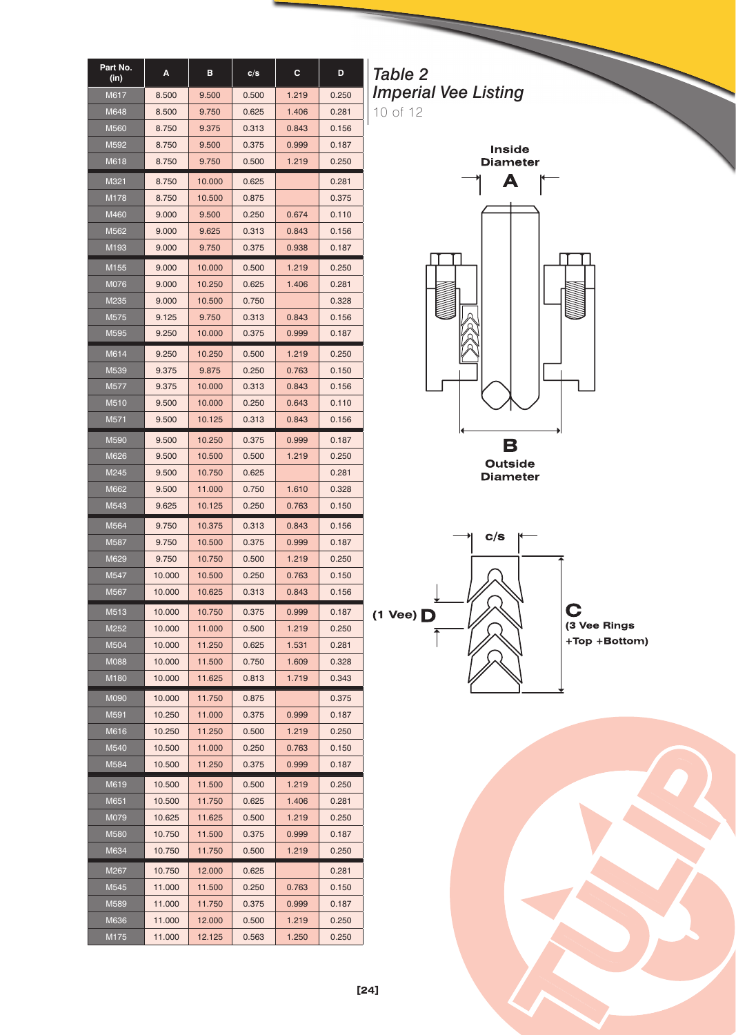# Table 2
## Imperial Vee Listing

| Part No. (in) | A | B | c/s | C | D |
|---|---|---|---|---|---|
| M617 | 8.500 | 9.500 | 0.500 | 1.219 | 0.250 |
| M648 | 8.500 | 9.750 | 0.625 | 1.406 | 0.281 |
| M560 | 8.750 | 9.375 | 0.313 | 0.843 | 0.156 |
| M592 | 8.750 | 9.500 | 0.375 | 0.999 | 0.187 |
| M618 | 8.750 | 9.750 | 0.500 | 1.219 | 0.250 |
| M321 | 8.750 | 10.000 | 0.625 | | 0.281 |
| M178 | 8.750 | 10.500 | 0.875 | | 0.375 |
| M460 | 9.000 | 9.500 | 0.250 | 0.674 | 0.110 |
| M562 | 9.000 | 9.625 | 0.313 | 0.843 | 0.156 |
| M193 | 9.000 | 9.750 | 0.375 | 0.938 | 0.187 |
| M155 | 9.000 | 10.000 | 0.500 | 1.219 | 0.250 |
| M076 | 9.000 | 10.250 | 0.625 | 1.406 | 0.281 |
| M235 | 9.000 | 10.500 | 0.750 | | 0.328 |
| M575 | 9.125 | 9.750 | 0.313 | 0.843 | 0.156 |
| M595 | 9.250 | 10.000 | 0.375 | 0.999 | 0.187 |
| M614 | 9.250 | 10.250 | 0.500 | 1.219 | 0.250 |
| M539 | 9.375 | 9.875 | 0.250 | 0.763 | 0.150 |
| M577 | 9.375 | 10.000 | 0.313 | 0.843 | 0.156 |
| M510 | 9.500 | 10.000 | 0.250 | 0.643 | 0.110 |
| M571 | 9.500 | 10.125 | 0.313 | 0.843 | 0.156 |
| M590 | 9.500 | 10.250 | 0.375 | 0.999 | 0.187 |
| M626 | 9.500 | 10.500 | 0.500 | 1.219 | 0.250 |
| M245 | 9.500 | 10.750 | 0.625 | | 0.281 |
| M662 | 9.500 | 11.000 | 0.750 | 1.610 | 0.328 |
| M543 | 9.625 | 10.125 | 0.250 | 0.763 | 0.150 |
| M564 | 9.750 | 10.375 | 0.313 | 0.843 | 0.156 |
| M587 | 9.750 | 10.500 | 0.375 | 0.999 | 0.187 |
| M629 | 9.750 | 10.750 | 0.500 | 1.219 | 0.250 |
| M547 | 10.000 | 10.500 | 0.250 | 0.763 | 0.150 |
| M567 | 10.000 | 10.625 | 0.313 | 0.843 | 0.156 |
| M513 | 10.000 | 10.750 | 0.375 | 0.999 | 0.187 |
| M252 | 10.000 | 11.000 | 0.500 | 1.219 | 0.250 |
| M504 | 10.000 | 11.250 | 0.625 | 1.531 | 0.281 |
| M088 | 10.000 | 11.500 | 0.750 | 1.609 | 0.328 |
| M180 | 10.000 | 11.625 | 0.813 | 1.719 | 0.343 |
| M090 | 10.000 | 11.750 | 0.875 | | 0.375 |
| M591 | 10.250 | 11.000 | 0.375 | 0.999 | 0.187 |
| M616 | 10.250 | 11.250 | 0.500 | 1.219 | 0.250 |
| M540 | 10.500 | 11.000 | 0.250 | 0.763 | 0.150 |
| M584 | 10.500 | 11.250 | 0.375 | 0.999 | 0.187 |
| M619 | 10.500 | 11.500 | 0.500 | 1.219 | 0.250 |
| M651 | 10.500 | 11.750 | 0.625 | 1.406 | 0.281 |
| M079 | 10.625 | 11.625 | 0.500 | 1.219 | 0.250 |
| M580 | 10.750 | 11.500 | 0.375 | 0.999 | 0.187 |
| M634 | 10.750 | 11.750 | 0.500 | 1.219 | 0.250 |
| M267 | 10.750 | 12.000 | 0.625 | | 0.281 |
| M545 | 11.000 | 11.500 | 0.250 | 0.763 | 0.150 |
| M589 | 11.000 | 11.750 | 0.375 | 0.999 | 0.187 |
| M636 | 11.000 | 12.000 | 0.500 | 1.219 | 0.250 |
| M175 | 11.000 | 12.125 | 0.563 | 1.250 | 0.250 |

Inside Diameter **A**

**B** Outside Diameter

c/s

(1 Vee) **D**

**C** (3 Vee Rings +Top +Bottom)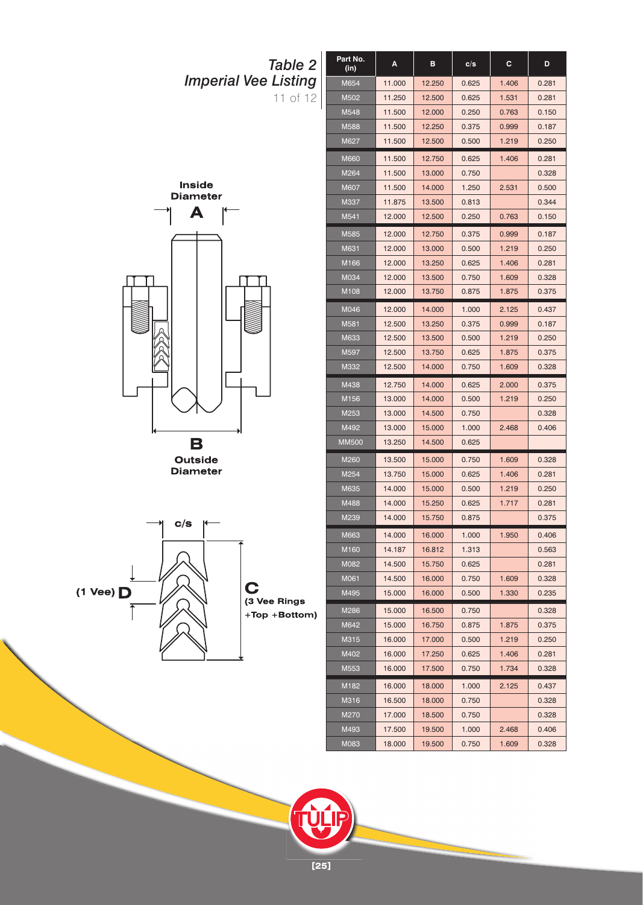# Table 2
## *Imperial Vee Listing*

| Part No. (in) | A | B | c/s | C | D |
|---|---|---|---|---|---|
| M654 | 11.000 | 12.250 | 0.625 | 1.406 | 0.281 |
| M502 | 11.250 | 12.500 | 0.625 | 1.531 | 0.281 |
| M548 | 11.500 | 12.000 | 0.250 | 0.763 | 0.150 |
| M588 | 11.500 | 12.250 | 0.375 | 0.999 | 0.187 |
| M627 | 11.500 | 12.500 | 0.500 | 1.219 | 0.250 |
| M660 | 11.500 | 12.750 | 0.625 | 1.406 | 0.281 |
| M264 | 11.500 | 13.000 | 0.750 | | 0.328 |
| M607 | 11.500 | 14.000 | 1.250 | 2.531 | 0.500 |
| M337 | 11.875 | 13.500 | 0.813 | | 0.344 |
| M541 | 12.000 | 12.500 | 0.250 | 0.763 | 0.150 |
| M585 | 12.000 | 12.750 | 0.375 | 0.999 | 0.187 |
| M631 | 12.000 | 13.000 | 0.500 | 1.219 | 0.250 |
| M166 | 12.000 | 13.250 | 0.625 | 1.406 | 0.281 |
| M034 | 12.000 | 13.500 | 0.750 | 1.609 | 0.328 |
| M108 | 12.000 | 13.750 | 0.875 | 1.875 | 0.375 |
| M046 | 12.000 | 14.000 | 1.000 | 2.125 | 0.437 |
| M581 | 12.500 | 13.250 | 0.375 | 0.999 | 0.187 |
| M633 | 12.500 | 13.500 | 0.500 | 1.219 | 0.250 |
| M597 | 12.500 | 13.750 | 0.625 | 1.875 | 0.375 |
| M332 | 12.500 | 14.000 | 0.750 | 1.609 | 0.328 |
| M438 | 12.750 | 14.000 | 0.625 | 2.000 | 0.375 |
| M156 | 13.000 | 14.000 | 0.500 | 1.219 | 0.250 |
| M253 | 13.000 | 14.500 | 0.750 | | 0.328 |
| M492 | 13.000 | 15.000 | 1.000 | 2.468 | 0.406 |
| MM500 | 13.250 | 14.500 | 0.625 | | |
| M260 | 13.500 | 15.000 | 0.750 | 1.609 | 0.328 |
| M254 | 13.750 | 15.000 | 0.625 | 1.406 | 0.281 |
| M635 | 14.000 | 15.000 | 0.500 | 1.219 | 0.250 |
| M488 | 14.000 | 15.250 | 0.625 | 1.717 | 0.281 |
| M239 | 14.000 | 15.750 | 0.875 | | 0.375 |
| M663 | 14.000 | 16.000 | 1.000 | 1.950 | 0.406 |
| M160 | 14.187 | 16.812 | 1.313 | | 0.563 |
| M082 | 14.500 | 15.750 | 0.625 | | 0.281 |
| M061 | 14.500 | 16.000 | 0.750 | 1.609 | 0.328 |
| M495 | 15.000 | 16.000 | 0.500 | 1.330 | 0.235 |
| M286 | 15.000 | 16.500 | 0.750 | | 0.328 |
| M642 | 15.000 | 16.750 | 0.875 | 1.875 | 0.375 |
| M315 | 16.000 | 17.000 | 0.500 | 1.219 | 0.250 |
| M402 | 16.000 | 17.250 | 0.625 | 1.406 | 0.281 |
| M553 | 16.000 | 17.500 | 0.750 | 1.734 | 0.328 |
| M182 | 16.000 | 18.000 | 1.000 | 2.125 | 0.437 |
| M316 | 16.500 | 18.000 | 0.750 | | 0.328 |
| M270 | 17.000 | 18.500 | 0.750 | | 0.328 |
| M493 | 17.500 | 19.500 | 1.000 | 2.468 | 0.406 |
| M083 | 18.000 | 19.500 | 0.750 | 1.609 | 0.328 |

**Inside Diameter A**

**B Outside Diameter**

**c/s**

**(1 Vee) D**

**C (3 Vee Rings +Top +Bottom)**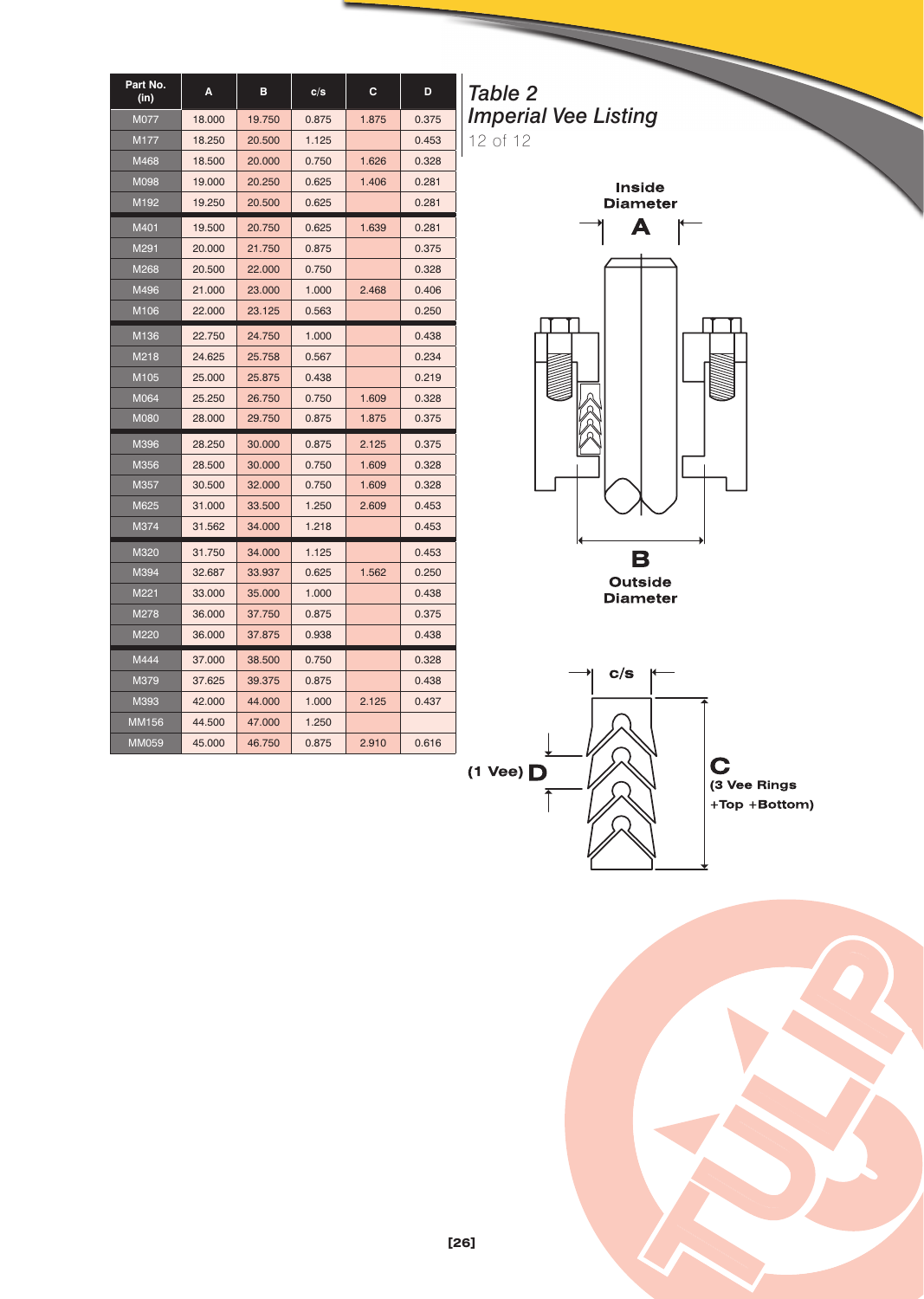# Table 2
## Imperial Vee Listing

| Part No. (in) | A | B | c/s | C | D |
|---|---|---|---|---|---|
| M077 | 18.000 | 19.750 | 0.875 | 1.875 | 0.375 |
| M177 | 18.250 | 20.500 | 1.125 | | 0.453 |
| M468 | 18.500 | 20.000 | 0.750 | 1.626 | 0.328 |
| M098 | 19.000 | 20.250 | 0.625 | 1.406 | 0.281 |
| M192 | 19.250 | 20.500 | 0.625 | | 0.281 |
| M401 | 19.500 | 20.750 | 0.625 | 1.639 | 0.281 |
| M291 | 20.000 | 21.750 | 0.875 | | 0.375 |
| M268 | 20.500 | 22.000 | 0.750 | | 0.328 |
| M496 | 21.000 | 23.000 | 1.000 | 2.468 | 0.406 |
| M106 | 22.000 | 23.125 | 0.563 | | 0.250 |
| M136 | 22.750 | 24.750 | 1.000 | | 0.438 |
| M218 | 24.625 | 25.758 | 0.567 | | 0.234 |
| M105 | 25.000 | 25.875 | 0.438 | | 0.219 |
| M064 | 25.250 | 26.750 | 0.750 | 1.609 | 0.328 |
| M080 | 28.000 | 29.750 | 0.875 | 1.875 | 0.375 |
| M396 | 28.250 | 30.000 | 0.875 | 2.125 | 0.375 |
| M356 | 28.500 | 30.000 | 0.750 | 1.609 | 0.328 |
| M357 | 30.500 | 32.000 | 0.750 | 1.609 | 0.328 |
| M625 | 31.000 | 33.500 | 1.250 | 2.609 | 0.453 |
| M374 | 31.562 | 34.000 | 1.218 | | 0.453 |
| M320 | 31.750 | 34.000 | 1.125 | | 0.453 |
| M394 | 32.687 | 33.937 | 0.625 | 1.562 | 0.250 |
| M221 | 33.000 | 35.000 | 1.000 | | 0.438 |
| M278 | 36.000 | 37.750 | 0.875 | | 0.375 |
| M220 | 36.000 | 37.875 | 0.938 | | 0.438 |
| M444 | 37.000 | 38.500 | 0.750 | | 0.328 |
| M379 | 37.625 | 39.375 | 0.875 | | 0.438 |
| M393 | 42.000 | 44.000 | 1.000 | 2.125 | 0.437 |
| MM156 | 44.500 | 47.000 | 1.250 | | |
| MM059 | 45.000 | 46.750 | 0.875 | 2.910 | 0.616 |

Inside Diameter
A

B
Outside Diameter

c/s

(1 Vee) D

C
(3 Vee Rings +Top +Bottom)